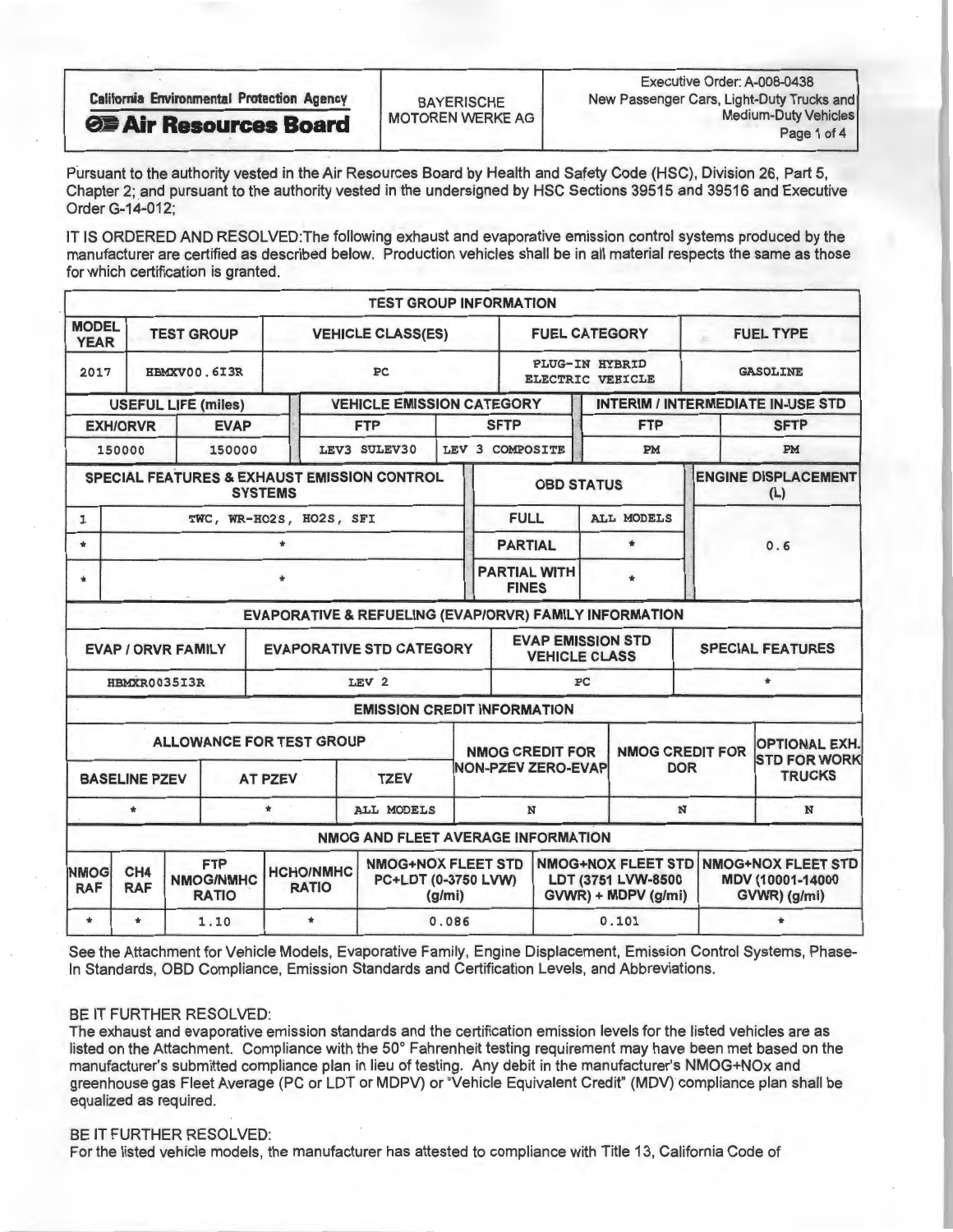| California Environmental Protection Agency **Air Resources Board** | BAYERISCHE MOTOREN WERKE AG | Executive Order: A-008-0438 New Passenger Cars, Light-Duty Trucks and Medium-Duty Vehicles |
|---|---|---|

Pursuant to the authority vested in the Air Resources Board by Health and Safety Code (HSC), Division 26, Part 5, Chapter 2; and pursuant to the authority vested in the undersigned by HSC Sections 39515 and 39516 and Executive Order G-14-012;

IT IS ORDERED AND RESOLVED:The following exhaust and evaporative emission control systems produced by the manufacturer are certified as described below. Production vehicles shall be in all material respects the same as those for which certification is granted.

**TEST GROUP INFORMATION**

| MODEL YEAR | TEST GROUP | VEHICLE CLASS(ES) | FUEL CATEGORY | FUEL TYPE |
|---|---|---|---|---|
| 2017 | HBMXV00.6I3R | PC | PLUG-IN HYBRID ELECTRIC VEHICLE | GASOLINE |

| USEFUL LIFE (miles) | | VEHICLE EMISSION CATEGORY | | INTERIM / INTERMEDIATE IN-USE STD | |
|---|---|---|---|---|---|
| EXH/ORVR | EVAP | FTP | SFTP | FTP | SFTP |
| 150000 | 150000 | LEV3 SULEV30 | LEV 3 COMPOSITE | PM | PM |

| SPECIAL FEATURES & EXHAUST EMISSION CONTROL SYSTEMS | | OBD STATUS | | ENGINE DISPLACEMENT (L) |
|---|---|---|---|---|
| 1 | TWC, WR-HO2S, HO2S, SFI | FULL | ALL MODELS | 0.6 |
| * | * | PARTIAL | * | |
| * | * | PARTIAL WITH FINES | * | |

**EVAPORATIVE & REFUELING (EVAP/ORVR) FAMILY INFORMATION**

| EVAP / ORVR FAMILY | EVAPORATIVE STD CATEGORY | EVAP EMISSION STD VEHICLE CLASS | SPECIAL FEATURES |
|---|---|---|---|
| HBMXR0035I3R | LEV 2 | PC | * |

**EMISSION CREDIT INFORMATION**

| ALLOWANCE FOR TEST GROUP | | | NMOG CREDIT FOR NON-PZEV ZERO-EVAP | NMOG CREDIT FOR DOR | OPTIONAL EXH. STD FOR WORK TRUCKS |
|---|---|---|---|---|---|
| BASELINE PZEV | AT PZEV | TZEV | | | |
| * | * | ALL MODELS | N | N | N |

**NMOG AND FLEET AVERAGE INFORMATION**

| NMOG RAF | CH4 RAF | FTP NMOG/NMHC RATIO | HCHO/NMHC RATIO | NMOG+NOX FLEET STD PC+LDT (0-3750 LVW) (g/mi) | NMOG+NOX FLEET STD LDT (3751 LVW-8500 GVWR) + MDPV (g/mi) | NMOG+NOX FLEET STD MDV (10001-14000 GVWR) (g/mi) |
|---|---|---|---|---|---|---|
| * | * | 1.10 | * | 0.086 | 0.101 | * |

See the Attachment for Vehicle Models, Evaporative Family, Engine Displacement, Emission Control Systems, Phase-In Standards, OBD Compliance, Emission Standards and Certification Levels, and Abbreviations.

BE IT FURTHER RESOLVED:
The exhaust and evaporative emission standards and the certification emission levels for the listed vehicles are as listed on the Attachment. Compliance with the 50° Fahrenheit testing requirement may have been met based on the manufacturer's submitted compliance plan in lieu of testing. Any debit in the manufacturer's NMOG+NOx and greenhouse gas Fleet Average (PC or LDT or MDPV) or "Vehicle Equivalent Credit" (MDV) compliance plan shall be equalized as required.

BE IT FURTHER RESOLVED:
For the listed vehicle models, the manufacturer has attested to compliance with Title 13, California Code of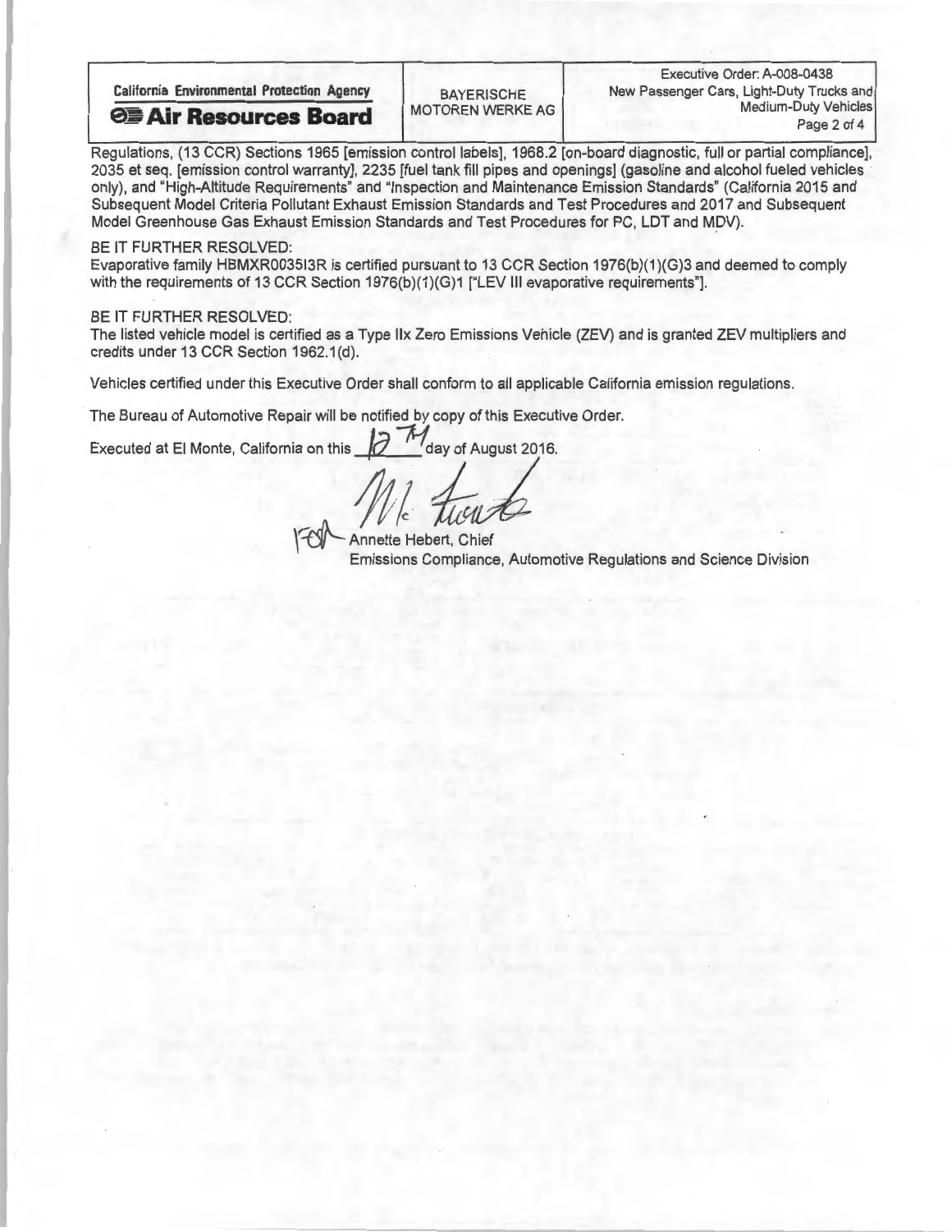Regulations, (13 CCR) Sections 1965 [emission control labels], 1968.2 [on-board diagnostic, full or partial compliance], 2035 et seq. [emission control warranty], 2235 [fuel tank fill pipes and openings] (gasoline and alcohol fueled vehicles only), and "High-Altitude Requirements" and "Inspection and Maintenance Emission Standards" (California 2015 and Subsequent Model Criteria Pollutant Exhaust Emission Standards and Test Procedures and 2017 and Subsequent Model Greenhouse Gas Exhaust Emission Standards and Test Procedures for PC, LDT and MDV).

BE IT FURTHER RESOLVED:
Evaporative family HBMXR0035I3R is certified pursuant to 13 CCR Section 1976(b)(1)(G)3 and deemed to comply with the requirements of 13 CCR Section 1976(b)(1)(G)1 ["LEV III evaporative requirements"].

BE IT FURTHER RESOLVED:
The listed vehicle model is certified as a Type IIx Zero Emissions Vehicle (ZEV) and is granted ZEV multipliers and credits under 13 CCR Section 1962.1(d).

Vehicles certified under this Executive Order shall conform to all applicable California emission regulations.

The Bureau of Automotive Repair will be notified by copy of this Executive Order.

Executed at El Monte, California on this 12th day of August 2016.

FOR Annette Hebert, Chief
Emissions Compliance, Automotive Regulations and Science Division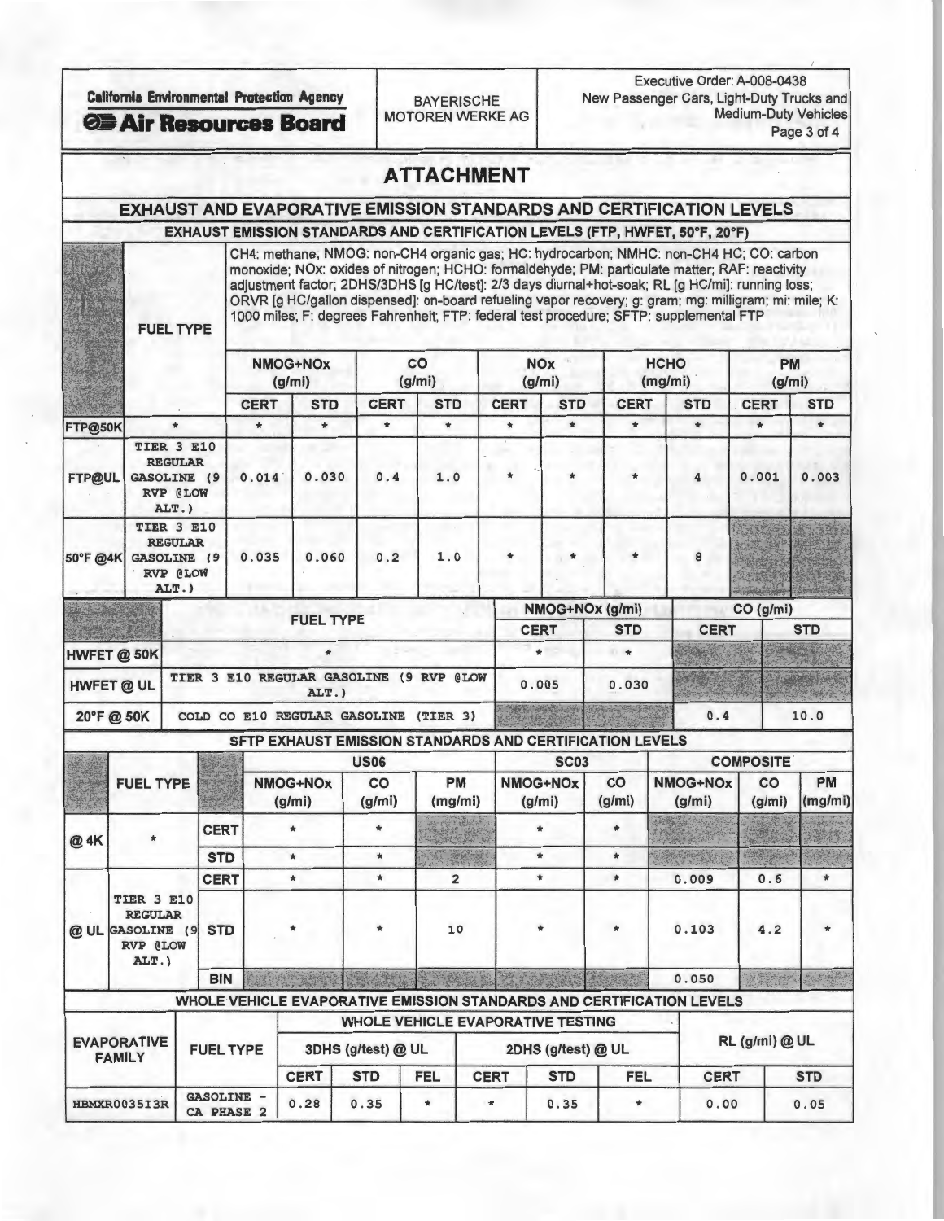California Environmental Protection Agency
**Air Resources Board**

BAYERISCHE MOTOREN WERKE AG

Executive Order: A-008-0438
New Passenger Cars, Light-Duty Trucks and Medium-Duty Vehicles

# ATTACHMENT

## EXHAUST AND EVAPORATIVE EMISSION STANDARDS AND CERTIFICATION LEVELS

### EXHAUST EMISSION STANDARDS AND CERTIFICATION LEVELS (FTP, HWFET, 50°F, 20°F)

CH4: methane; NMOG: non-CH4 organic gas; HC: hydrocarbon; NMHC: non-CH4 HC; CO: carbon monoxide; NOx: oxides of nitrogen; HCHO: formaldehyde; PM: particulate matter; RAF: reactivity adjustment factor; 2DHS/3DHS [g HC/test]: 2/3 days diurnal+hot-soak; RL [g HC/mi]: running loss; ORVR [g HC/gallon dispensed]: on-board refueling vapor recovery; g: gram; mg: milligram; mi: mile; K: 1000 miles; F: degrees Fahrenheit; FTP: federal test procedure; SFTP: supplemental FTP

| | FUEL TYPE | NMOG+NOx (g/mi) | | CO (g/mi) | | NOx (g/mi) | | HCHO (mg/mi) | | PM (g/mi) | |
|---|---|---|---|---|---|---|---|---|---|---|---|
| | | CERT | STD | CERT | STD | CERT | STD | CERT | STD | CERT | STD |
| FTP@50K | * | * | * | * | * | * | * | * | * | * | * |
| FTP@UL | TIER 3 E10 REGULAR GASOLINE (9 RVP @LOW ALT.) | 0.014 | 0.030 | 0.4 | 1.0 | * | * | * | 4 | 0.001 | 0.003 |
| 50°F @4K | TIER 3 E10 REGULAR GASOLINE (9 RVP @LOW ALT.) | 0.035 | 0.060 | 0.2 | 1.0 | * | * | * | 8 | | |

| | FUEL TYPE | NMOG+NOx (g/mi) | | CO (g/mi) | |
|---|---|---|---|---|---|
| | | CERT | STD | CERT | STD |
| HWFET @ 50K | * | * | * | | |
| HWFET @ UL | TIER 3 E10 REGULAR GASOLINE (9 RVP @LOW ALT.) | 0.005 | 0.030 | | |
| 20°F @ 50K | COLD CO E10 REGULAR GASOLINE (TIER 3) | | | 0.4 | 10.0 |

### SFTP EXHAUST EMISSION STANDARDS AND CERTIFICATION LEVELS

| | FUEL TYPE | | US06 | | | SC03 | | COMPOSITE | | |
|---|---|---|---|---|---|---|---|---|---|---|
| | | | NMOG+NOx (g/mi) | CO (g/mi) | PM (mg/mi) | NMOG+NOx (g/mi) | CO (g/mi) | NMOG+NOx (g/mi) | CO (g/mi) | PM (mg/mi) |
| @ 4K | * | CERT | * | * | | * | * | | | |
| | | STD | * | * | | * | * | | | |
| @ UL | TIER 3 E10 REGULAR GASOLINE (9 RVP @LOW ALT.) | CERT | * | * | 2 | * | * | 0.009 | 0.6 | * |
| | | STD | * | * | 10 | * | * | 0.103 | 4.2 | * |
| | | BIN | | | | | | 0.050 | | |

### WHOLE VEHICLE EVAPORATIVE EMISSION STANDARDS AND CERTIFICATION LEVELS

| EVAPORATIVE FAMILY | FUEL TYPE | WHOLE VEHICLE EVAPORATIVE TESTING | | | | | | RL (g/mi) @ UL | |
|---|---|---|---|---|---|---|---|---|---|
| | | 3DHS (g/test) @ UL | | | 2DHS (g/test) @ UL | | | | |
| | | CERT | STD | FEL | CERT | STD | FEL | CERT | STD |
| HBMXR0035I3R | GASOLINE - CA PHASE 2 | 0.28 | 0.35 | * | * | 0.35 | * | 0.00 | 0.05 |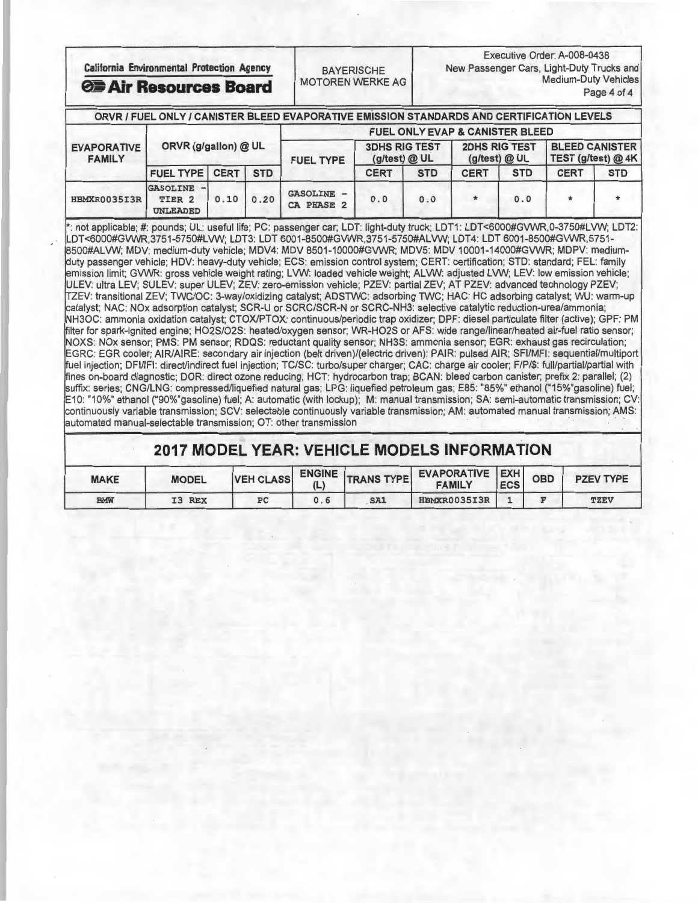California Environmental Protection Agency
**Air Resources Board**

BAYERISCHE MOTOREN WERKE AG

Executive Order: A-008-0438
New Passenger Cars, Light-Duty Trucks and Medium-Duty Vehicles

## ORVR / FUEL ONLY / CANISTER BLEED EVAPORATIVE EMISSION STANDARDS AND CERTIFICATION LEVELS

| EVAPORATIVE FAMILY | ORVR (g/gallon) @ UL | | | FUEL ONLY EVAP & CANISTER BLEED | | | | | | |
|---|---|---|---|---|---|---|---|---|---|---|
| | | | | FUEL TYPE | 3DHS RIG TEST (g/test) @ UL | | 2DHS RIG TEST (g/test) @ UL | | BLEED CANISTER TEST (g/test) @ 4K | |
| | FUEL TYPE | CERT | STD | | CERT | STD | CERT | STD | CERT | STD |
| HBMXR0035I3R | GASOLINE - TIER 2 UNLEADED | 0.10 | 0.20 | GASOLINE - CA PHASE 2 | 0.0 | 0.0 | * | 0.0 | * | * |

*: not applicable; #: pounds; UL: useful life; PC: passenger car; LDT: light-duty truck; LDT1: LDT<6000#GVWR,0-3750#LVW; LDT2: LDT<6000#GVWR,3751-5750#LVW; LDT3: LDT 6001-8500#GVWR,3751-5750#ALVW; LDT4: LDT 6001-8500#GVWR,5751-8500#ALVW; MDV: medium-duty vehicle; MDV4: MDV 8501-10000#GVWR; MDV5: MDV 10001-14000#GVWR; MDPV: medium-duty passenger vehicle; HDV: heavy-duty vehicle; ECS: emission control system; CERT: certification; STD: standard; FEL: family emission limit; GVWR: gross vehicle weight rating; LVW: loaded vehicle weight; ALVW: adjusted LVW; LEV: low emission vehicle; ULEV: ultra LEV; SULEV: super ULEV; ZEV: zero-emission vehicle; PZEV: partial ZEV; AT PZEV: advanced technology PZEV; TZEV: transitional ZEV; TWC/OC: 3-way/oxidizing catalyst; ADSTWC: adsorbing TWC; HAC: HC adsorbing catalyst; WU: warm-up catalyst; NAC: NOx adsorption catalyst; SCR-U or SCRC/SCR-N or SCRC-NH3: selective catalytic reduction-urea/ammonia; NH3OC: ammonia oxidation catalyst; CTOX/PTOX: continuous/periodic trap oxidizer; DPF: diesel particulate filter (active); GPF: PM filter for spark-ignited engine; HO2S/O2S: heated/oxygen sensor; WR-HO2S or AFS: wide range/linear/heated air-fuel ratio sensor; NOXS: NOx sensor; PMS: PM sensor; RDQS: reductant quality sensor; NH3S: ammonia sensor; EGR: exhaust gas recirculation; EGRC: EGR cooler; AIR/AIRE: secondary air injection (belt driven)/(electric driven); PAIR: pulsed AIR; SFI/MFI: sequential/multiport fuel injection; DFI/IFI: direct/indirect fuel injection; TC/SC: turbo/super charger; CAC: charge air cooler; F/P/$: full/partial/partial with fines on-board diagnostic; DOR: direct ozone reducing; HCT: hydrocarbon trap; BCAN: bleed carbon canister; prefix 2: parallel; (2) suffix: series; CNG/LNG: compressed/liquefied natural gas; LPG: liquefied petroleum gas; E85: "85%" ethanol ("15%"gasoline) fuel; E10: "10%" ethanol ("90%"gasoline) fuel; A: automatic (with lockup); M: manual transmission; SA: semi-automatic transmission; CV: continuously variable transmission; SCV: selectable continuously variable transmission; AM: automated manual transmission; AMS: automated manual-selectable transmission; OT: other transmission

## 2017 MODEL YEAR: VEHICLE MODELS INFORMATION

| MAKE | MODEL | VEH CLASS | ENGINE (L) | TRANS TYPE | EVAPORATIVE FAMILY | EXH ECS | OBD | PZEV TYPE |
|---|---|---|---|---|---|---|---|---|
| BMW | I3 REX | PC | 0.6 | SA1 | HBMXR0035I3R | 1 | F | TZEV |